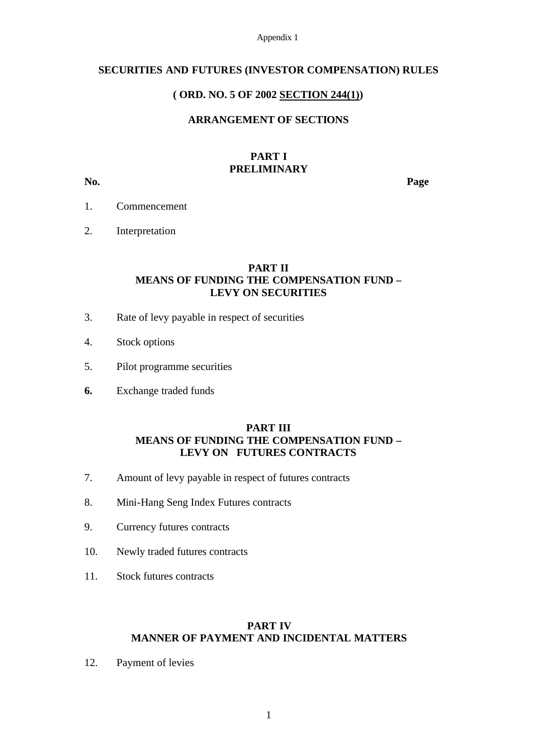Appendix 1

# SECURITIES AND FUTURES (INVESTOR COMPENSATION) RULES

## ( ORD. NO. 5 OF 2002 SECTION 244(1))

## ARRANGEMENT OF SECTIONS

### PART I
### PRELIMINARY

**No.** **Page**

1. Commencement
2. Interpretation

### PART II
### MEANS OF FUNDING THE COMPENSATION FUND – LEVY ON SECURITIES

3. Rate of levy payable in respect of securities
4. Stock options
5. Pilot programme securities
6. Exchange traded funds

### PART III
### MEANS OF FUNDING THE COMPENSATION FUND – LEVY ON FUTURES CONTRACTS

7. Amount of levy payable in respect of futures contracts
8. Mini-Hang Seng Index Futures contracts
9. Currency futures contracts
10. Newly traded futures contracts
11. Stock futures contracts

### PART IV
### MANNER OF PAYMENT AND INCIDENTAL MATTERS

12. Payment of levies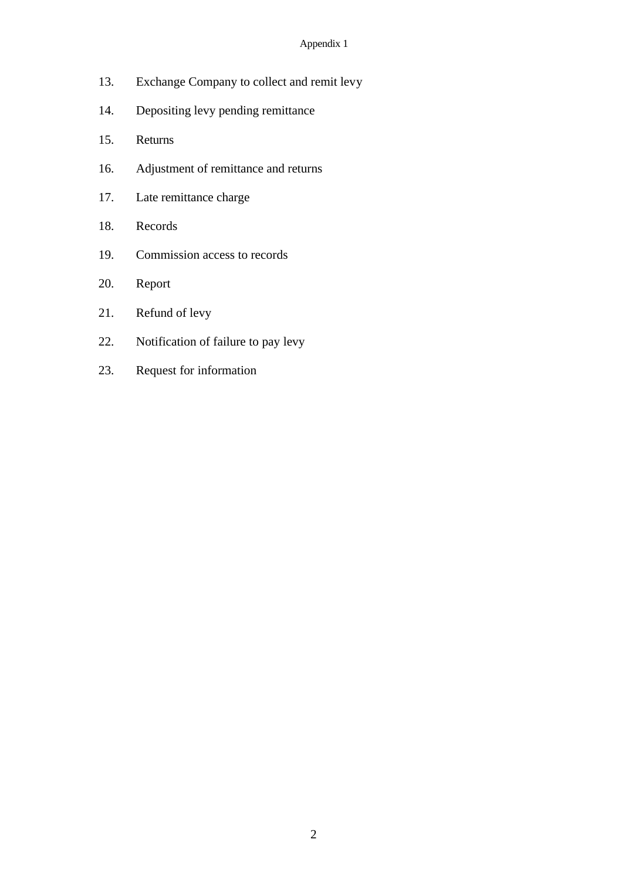13. Exchange Company to collect and remit levy

14. Depositing levy pending remittance

15. Returns

16. Adjustment of remittance and returns

17. Late remittance charge

18. Records

19. Commission access to records

20. Report

21. Refund of levy

22. Notification of failure to pay levy

23. Request for information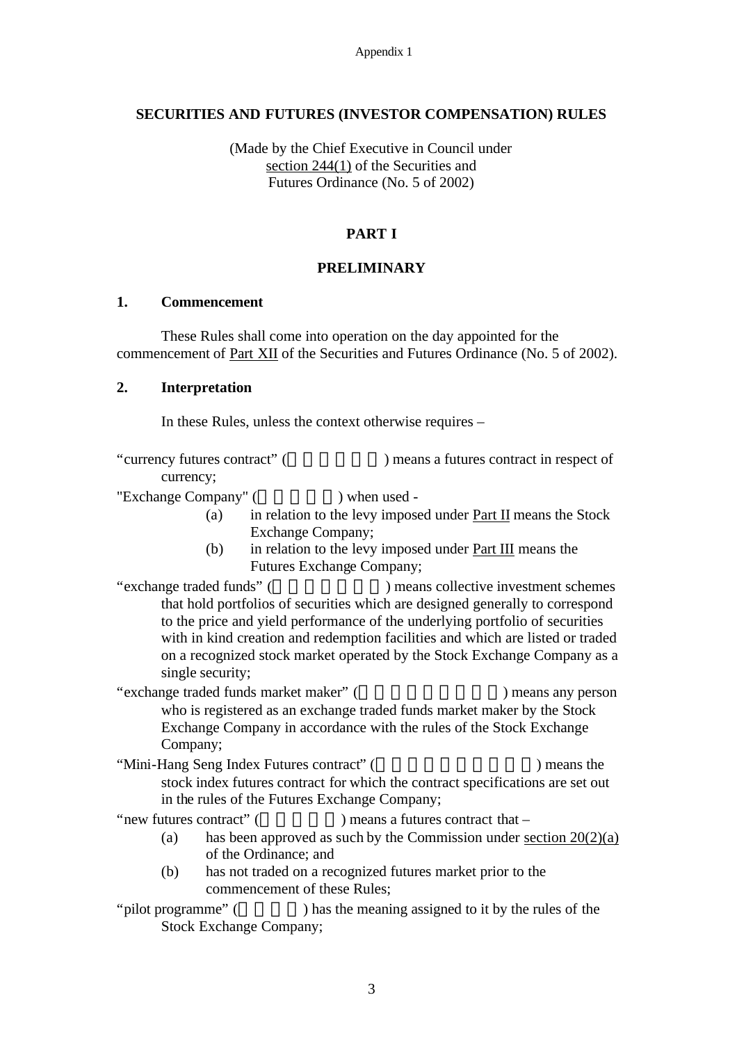**SECURITIES AND FUTURES (INVESTOR COMPENSATION) RULES**

(Made by the Chief Executive in Council under section 244(1) of the Securities and Futures Ordinance (No. 5 of 2002)

# PART I

## PRELIMINARY

### 1. Commencement

These Rules shall come into operation on the day appointed for the commencement of Part XII of the Securities and Futures Ordinance (No. 5 of 2002).

### 2. Interpretation

In these Rules, unless the context otherwise requires –

"currency futures contract" ( ) means a futures contract in respect of currency;

"Exchange Company" ( ) when used -

- (a) in relation to the levy imposed under Part II means the Stock Exchange Company;
- (b) in relation to the levy imposed under Part III means the Futures Exchange Company;

"exchange traded funds" ( ) means collective investment schemes that hold portfolios of securities which are designed generally to correspond to the price and yield performance of the underlying portfolio of securities with in kind creation and redemption facilities and which are listed or traded on a recognized stock market operated by the Stock Exchange Company as a single security;

"exchange traded funds market maker" ( ) means any person who is registered as an exchange traded funds market maker by the Stock Exchange Company in accordance with the rules of the Stock Exchange Company;

"Mini-Hang Seng Index Futures contract" ( ) means the stock index futures contract for which the contract specifications are set out in the rules of the Futures Exchange Company;

"new futures contract" ( ) means a futures contract that –

- (a) has been approved as such by the Commission under section 20(2)(a) of the Ordinance; and
- (b) has not traded on a recognized futures market prior to the commencement of these Rules;

"pilot programme" ( ) has the meaning assigned to it by the rules of the Stock Exchange Company;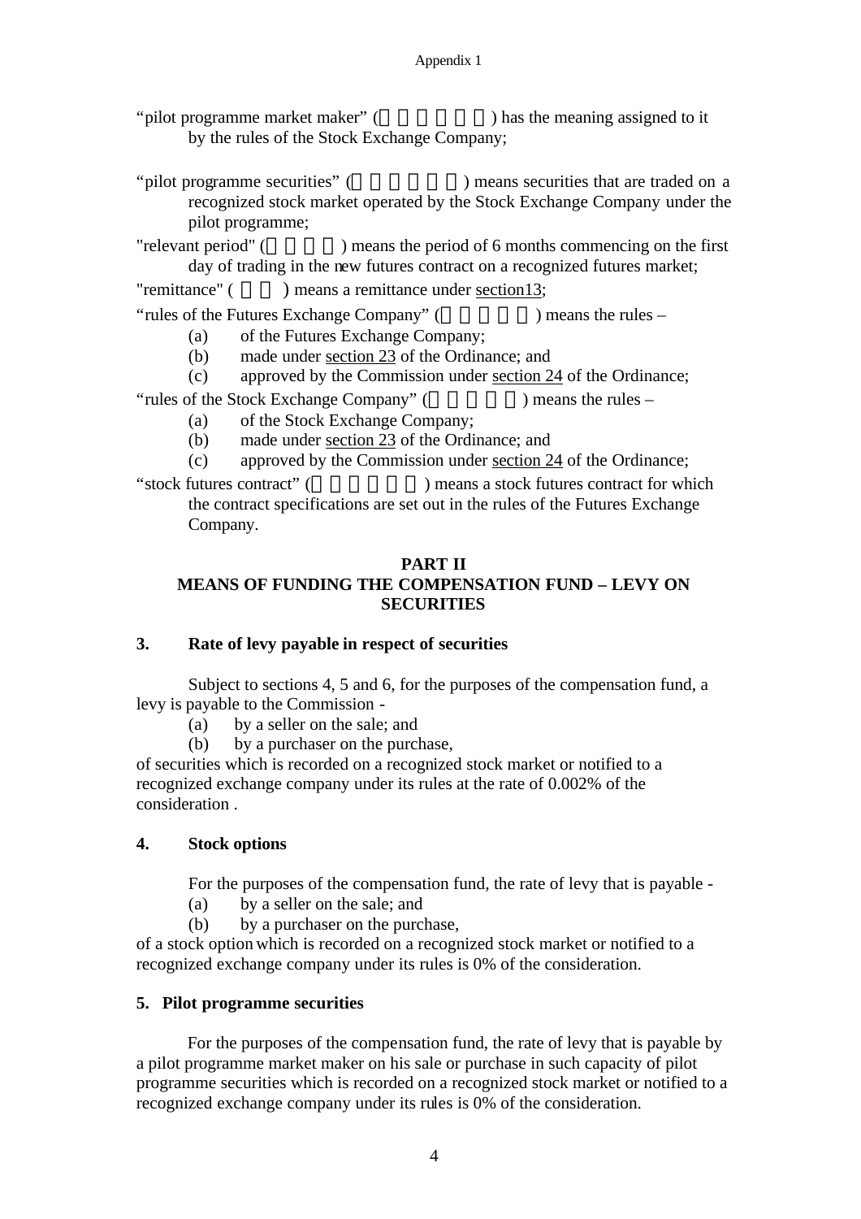"pilot programme market maker" (     ) has the meaning assigned to it by the rules of the Stock Exchange Company;

"pilot programme securities" (     ) means securities that are traded on a recognized stock market operated by the Stock Exchange Company under the pilot programme;

"relevant period" (     ) means the period of 6 months commencing on the first day of trading in the new futures contract on a recognized futures market;

"remittance" (   ) means a remittance under section13;

"rules of the Futures Exchange Company" (     ) means the rules –

- (a) of the Futures Exchange Company;
- (b) made under section 23 of the Ordinance; and
- (c) approved by the Commission under section 24 of the Ordinance;

"rules of the Stock Exchange Company" (     ) means the rules –

- (a) of the Stock Exchange Company;
- (b) made under section 23 of the Ordinance; and
- (c) approved by the Commission under section 24 of the Ordinance;

"stock futures contract" (     ) means a stock futures contract for which the contract specifications are set out in the rules of the Futures Exchange Company.

## PART II
## MEANS OF FUNDING THE COMPENSATION FUND – LEVY ON SECURITIES

### 3. Rate of levy payable in respect of securities

Subject to sections 4, 5 and 6, for the purposes of the compensation fund, a levy is payable to the Commission -

- (a) by a seller on the sale; and
- (b) by a purchaser on the purchase,

of securities which is recorded on a recognized stock market or notified to a recognized exchange company under its rules at the rate of 0.002% of the consideration .

### 4. Stock options

For the purposes of the compensation fund, the rate of levy that is payable -

- (a) by a seller on the sale; and
- (b) by a purchaser on the purchase,

of a stock option which is recorded on a recognized stock market or notified to a recognized exchange company under its rules is 0% of the consideration.

### 5. Pilot programme securities

For the purposes of the compensation fund, the rate of levy that is payable by a pilot programme market maker on his sale or purchase in such capacity of pilot programme securities which is recorded on a recognized stock market or notified to a recognized exchange company under its rules is 0% of the consideration.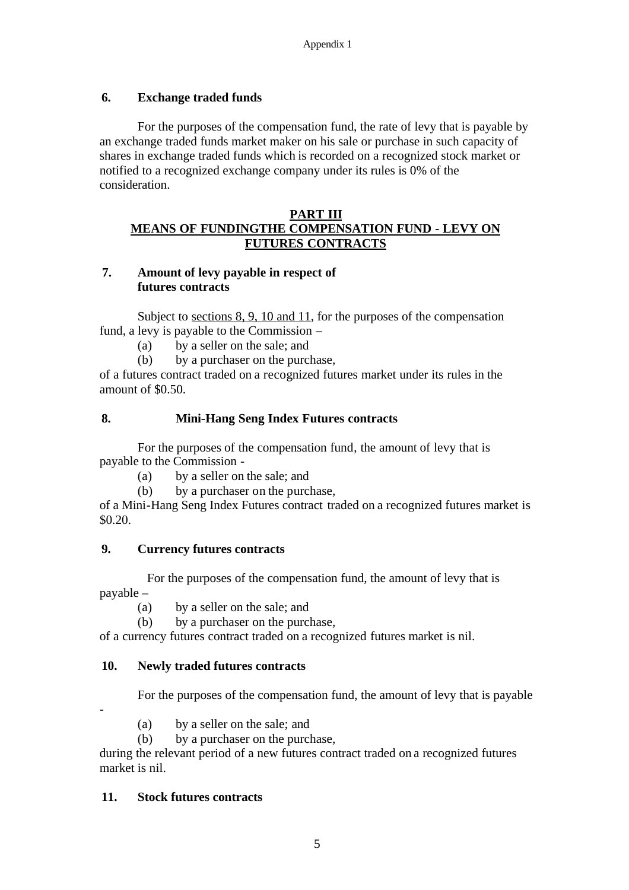### 6. Exchange traded funds

For the purposes of the compensation fund, the rate of levy that is payable by an exchange traded funds market maker on his sale or purchase in such capacity of shares in exchange traded funds which is recorded on a recognized stock market or notified to a recognized exchange company under its rules is 0% of the consideration.

## PART III
## MEANS OF FUNDINGTHE COMPENSATION FUND - LEVY ON FUTURES CONTRACTS

### 7. Amount of levy payable in respect of futures contracts

Subject to sections 8, 9, 10 and 11, for the purposes of the compensation fund, a levy is payable to the Commission –

(a) by a seller on the sale; and
(b) by a purchaser on the purchase,

of a futures contract traded on a recognized futures market under its rules in the amount of $0.50.

### 8. Mini-Hang Seng Index Futures contracts

For the purposes of the compensation fund, the amount of levy that is payable to the Commission -

(a) by a seller on the sale; and
(b) by a purchaser on the purchase,

of a Mini-Hang Seng Index Futures contract traded on a recognized futures market is $0.20.

### 9. Currency futures contracts

For the purposes of the compensation fund, the amount of levy that is payable –

(a) by a seller on the sale; and
(b) by a purchaser on the purchase,

of a currency futures contract traded on a recognized futures market is nil.

### 10. Newly traded futures contracts

For the purposes of the compensation fund, the amount of levy that is payable -

(a) by a seller on the sale; and
(b) by a purchaser on the purchase,

during the relevant period of a new futures contract traded on a recognized futures market is nil.

### 11. Stock futures contracts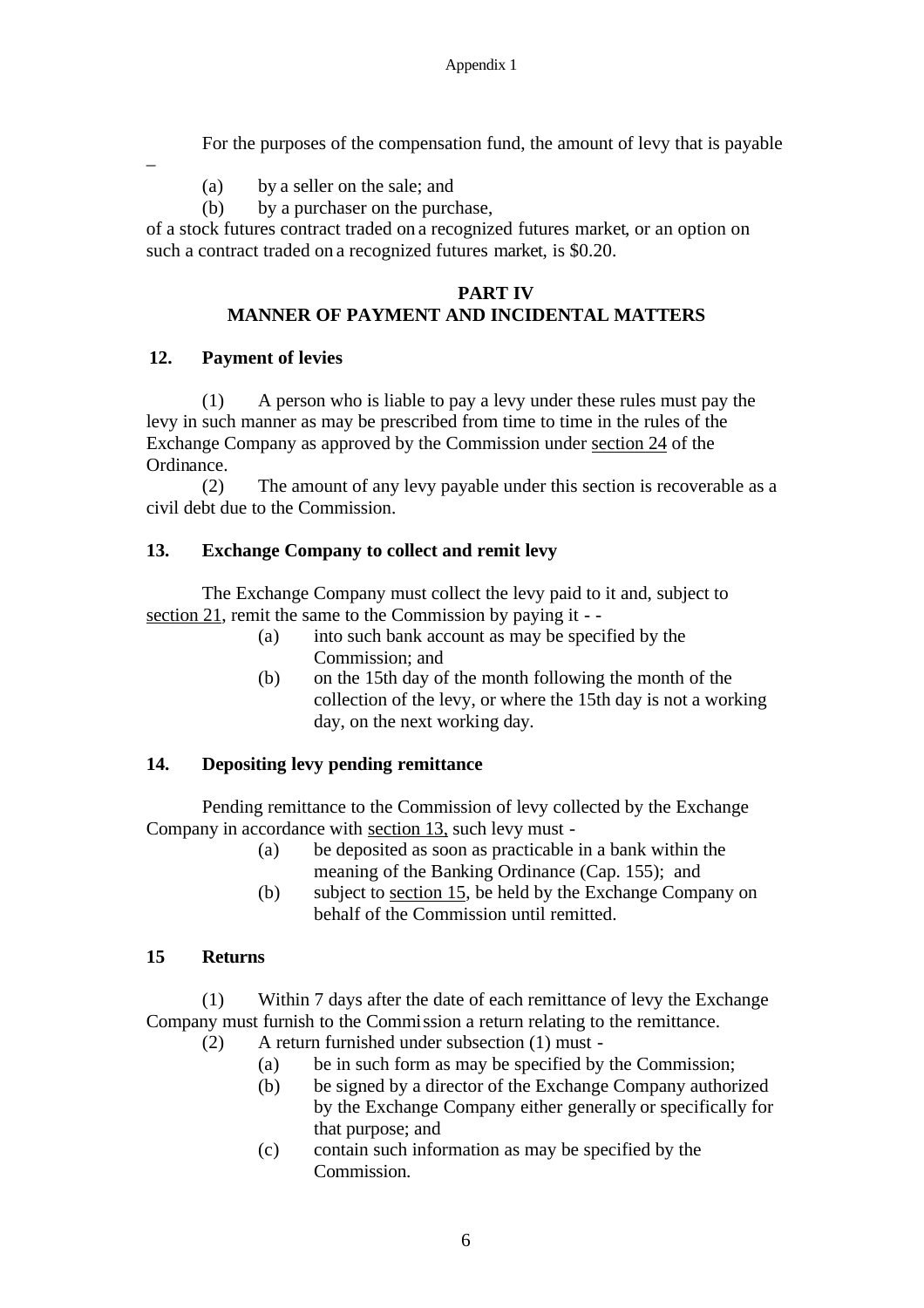For the purposes of the compensation fund, the amount of levy that is payable –

(a) by a seller on the sale; and

(b) by a purchaser on the purchase,

of a stock futures contract traded on a recognized futures market, or an option on such a contract traded on a recognized futures market, is $0.20.

## PART IV
## MANNER OF PAYMENT AND INCIDENTAL MATTERS

### 12. Payment of levies

(1) A person who is liable to pay a levy under these rules must pay the levy in such manner as may be prescribed from time to time in the rules of the Exchange Company as approved by the Commission under section 24 of the Ordinance.

(2) The amount of any levy payable under this section is recoverable as a civil debt due to the Commission.

### 13. Exchange Company to collect and remit levy

The Exchange Company must collect the levy paid to it and, subject to section 21, remit the same to the Commission by paying it - -

(a) into such bank account as may be specified by the Commission; and

(b) on the 15th day of the month following the month of the collection of the levy, or where the 15th day is not a working day, on the next working day.

### 14. Depositing levy pending remittance

Pending remittance to the Commission of levy collected by the Exchange Company in accordance with section 13, such levy must -

(a) be deposited as soon as practicable in a bank within the meaning of the Banking Ordinance (Cap. 155); and

(b) subject to section 15, be held by the Exchange Company on behalf of the Commission until remitted.

### 15 Returns

(1) Within 7 days after the date of each remittance of levy the Exchange Company must furnish to the Commission a return relating to the remittance.

(2) A return furnished under subsection (1) must -

(a) be in such form as may be specified by the Commission;

(b) be signed by a director of the Exchange Company authorized by the Exchange Company either generally or specifically for that purpose; and

(c) contain such information as may be specified by the Commission.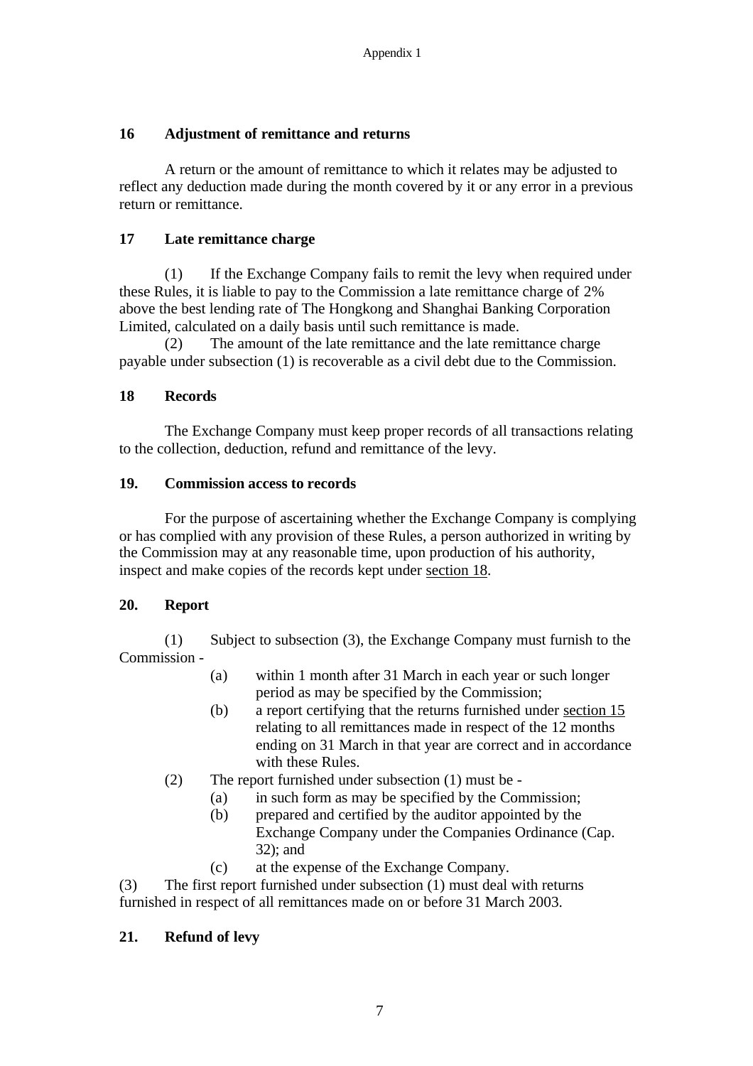### 16 Adjustment of remittance and returns

A return or the amount of remittance to which it relates may be adjusted to reflect any deduction made during the month covered by it or any error in a previous return or remittance.

### 17 Late remittance charge

(1) If the Exchange Company fails to remit the levy when required under these Rules, it is liable to pay to the Commission a late remittance charge of 2% above the best lending rate of The Hongkong and Shanghai Banking Corporation Limited, calculated on a daily basis until such remittance is made.

(2) The amount of the late remittance and the late remittance charge payable under subsection (1) is recoverable as a civil debt due to the Commission.

### 18 Records

The Exchange Company must keep proper records of all transactions relating to the collection, deduction, refund and remittance of the levy.

### 19. Commission access to records

For the purpose of ascertaining whether the Exchange Company is complying or has complied with any provision of these Rules, a person authorized in writing by the Commission may at any reasonable time, upon production of his authority, inspect and make copies of the records kept under section 18.

### 20. Report

(1) Subject to subsection (3), the Exchange Company must furnish to the Commission -

- (a) within 1 month after 31 March in each year or such longer period as may be specified by the Commission;
- (b) a report certifying that the returns furnished under section 15 relating to all remittances made in respect of the 12 months ending on 31 March in that year are correct and in accordance with these Rules.

(2) The report furnished under subsection (1) must be -

- (a) in such form as may be specified by the Commission;
- (b) prepared and certified by the auditor appointed by the Exchange Company under the Companies Ordinance (Cap. 32); and
- (c) at the expense of the Exchange Company.

(3) The first report furnished under subsection (1) must deal with returns furnished in respect of all remittances made on or before 31 March 2003.

### 21. Refund of levy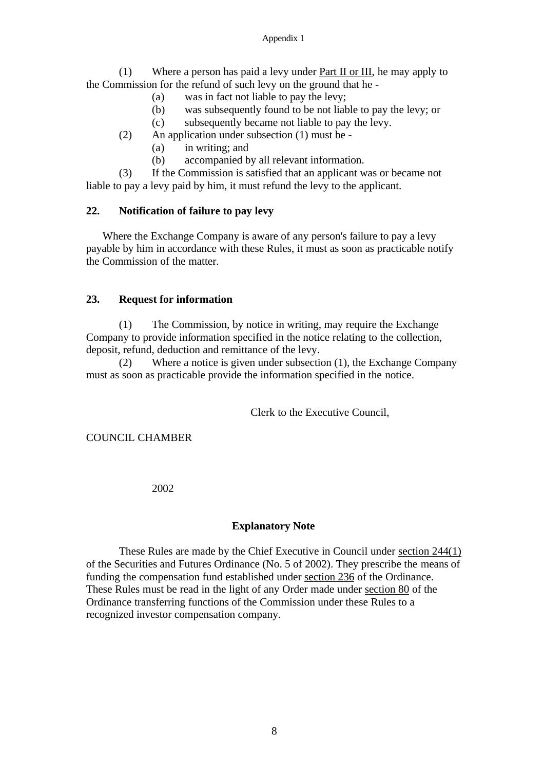(1) Where a person has paid a levy under Part II or III, he may apply to the Commission for the refund of such levy on the ground that he -

(a) was in fact not liable to pay the levy;

(b) was subsequently found to be not liable to pay the levy; or

(c) subsequently became not liable to pay the levy.

(2) An application under subsection (1) must be -

(a) in writing; and

(b) accompanied by all relevant information.

(3) If the Commission is satisfied that an applicant was or became not liable to pay a levy paid by him, it must refund the levy to the applicant.

**22. Notification of failure to pay levy**

Where the Exchange Company is aware of any person's failure to pay a levy payable by him in accordance with these Rules, it must as soon as practicable notify the Commission of the matter.

**23. Request for information**

(1) The Commission, by notice in writing, may require the Exchange Company to provide information specified in the notice relating to the collection, deposit, refund, deduction and remittance of the levy.

(2) Where a notice is given under subsection (1), the Exchange Company must as soon as practicable provide the information specified in the notice.

Clerk to the Executive Council,

COUNCIL CHAMBER

2002

**Explanatory Note**

These Rules are made by the Chief Executive in Council under section 244(1) of the Securities and Futures Ordinance (No. 5 of 2002). They prescribe the means of funding the compensation fund established under section 236 of the Ordinance. These Rules must be read in the light of any Order made under section 80 of the Ordinance transferring functions of the Commission under these Rules to a recognized investor compensation company.